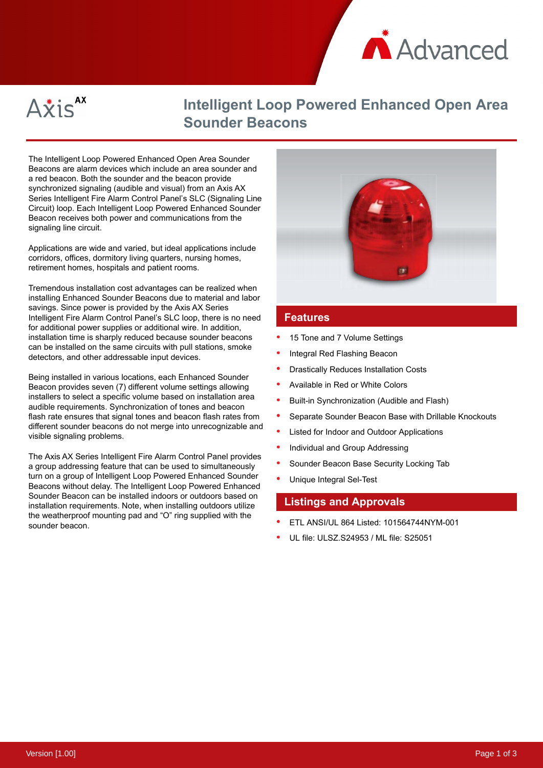# Intelligent Loop Powered Enhanced Open Area Sounder Beacons

The Intelligent Loop Powered Enhanced Open Area Sounder Beacons are alarm devices which include an area sounder and a red beacon. Both the sounder and the beacon provide synchronized signaling (audible and visual) from an Axis AX Series Intelligent Fire Alarm Control Panel's SLC (Signaling Line Circuit) loop. Each Intelligent Loop Powered Enhanced Sounder Beacon receives both power and communications from the signaling line circuit.

Applications are wide and varied, but ideal applications include corridors, offices, dormitory living quarters, nursing homes, retirement homes, hospitals and patient rooms.

Tremendous installation cost advantages can be realized when installing Enhanced Sounder Beacons due to material and labor savings. Since power is provided by the Axis AX Series Intelligent Fire Alarm Control Panel's SLC loop, there is no need for additional power supplies or additional wire. In addition, installation time is sharply reduced because sounder beacons can be installed on the same circuits with pull stations, smoke detectors, and other addressable input devices.

Being installed in various locations, each Enhanced Sounder Beacon provides seven (7) different volume settings allowing installers to select a specific volume based on installation area audible requirements. Synchronization of tones and beacon flash rate ensures that signal tones and beacon flash rates from different sounder beacons do not merge into unrecognizable and visible signaling problems.

The Axis AX Series Intelligent Fire Alarm Control Panel provides a group addressing feature that can be used to simultaneously turn on a group of Intelligent Loop Powered Enhanced Sounder Beacons without delay. The Intelligent Loop Powered Enhanced Sounder Beacon can be installed indoors or outdoors based on installation requirements. Note, when installing outdoors utilize the weatherproof mounting pad and "O" ring supplied with the sounder beacon.

## Features

- 15 Tone and 7 Volume Settings
- Integral Red Flashing Beacon
- Drastically Reduces Installation Costs
- Available in Red or White Colors
- Built-in Synchronization (Audible and Flash)
- Separate Sounder Beacon Base with Drillable Knockouts
- Listed for Indoor and Outdoor Applications
- Individual and Group Addressing
- Sounder Beacon Base Security Locking Tab
- Unique Integral Sel-Test

## Listings and Approvals

- ETL ANSI/UL 864 Listed: 101564744NYM-001
- UL file: ULSZ.S24953 / ML file: S25051

Version [1.00]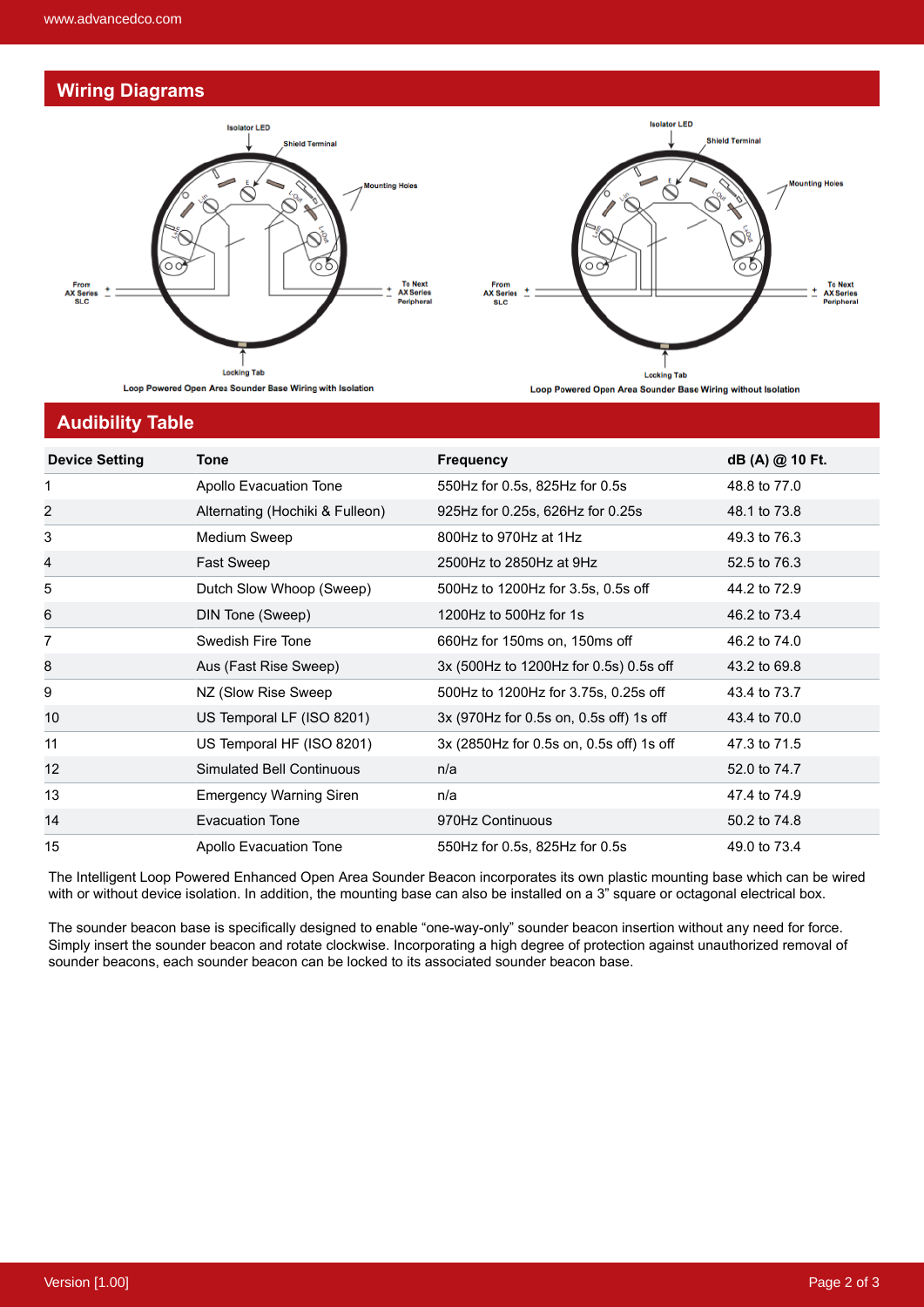## Wiring Diagrams

Loop Powered Open Area Sounder Base Wiring with Isolation

Loop Powered Open Area Sounder Base Wiring without Isolation

## Audibility Table

| Device Setting | Tone | Frequency | dB (A) @ 10 Ft. |
|---|---|---|---|
| 1 | Apollo Evacuation Tone | 550Hz for 0.5s, 825Hz for 0.5s | 48.8 to 77.0 |
| 2 | Alternating (Hochiki & Fulleon) | 925Hz for 0.25s, 626Hz for 0.25s | 48.1 to 73.8 |
| 3 | Medium Sweep | 800Hz to 970Hz at 1Hz | 49.3 to 76.3 |
| 4 | Fast Sweep | 2500Hz to 2850Hz at 9Hz | 52.5 to 76.3 |
| 5 | Dutch Slow Whoop (Sweep) | 500Hz to 1200Hz for 3.5s, 0.5s off | 44.2 to 72.9 |
| 6 | DIN Tone (Sweep) | 1200Hz to 500Hz for 1s | 46.2 to 73.4 |
| 7 | Swedish Fire Tone | 660Hz for 150ms on, 150ms off | 46.2 to 74.0 |
| 8 | Aus (Fast Rise Sweep) | 3x (500Hz to 1200Hz for 0.5s) 0.5s off | 43.2 to 69.8 |
| 9 | NZ (Slow Rise Sweep | 500Hz to 1200Hz for 3.75s, 0.25s off | 43.4 to 73.7 |
| 10 | US Temporal LF (ISO 8201) | 3x (970Hz for 0.5s on, 0.5s off) 1s off | 43.4 to 70.0 |
| 11 | US Temporal HF (ISO 8201) | 3x (2850Hz for 0.5s on, 0.5s off) 1s off | 47.3 to 71.5 |
| 12 | Simulated Bell Continuous | n/a | 52.0 to 74.7 |
| 13 | Emergency Warning Siren | n/a | 47.4 to 74.9 |
| 14 | Evacuation Tone | 970Hz Continuous | 50.2 to 74.8 |
| 15 | Apollo Evacuation Tone | 550Hz for 0.5s, 825Hz for 0.5s | 49.0 to 73.4 |

The Intelligent Loop Powered Enhanced Open Area Sounder Beacon incorporates its own plastic mounting base which can be wired with or without device isolation. In addition, the mounting base can also be installed on a 3" square or octagonal electrical box.

The sounder beacon base is specifically designed to enable "one-way-only" sounder beacon insertion without any need for force. Simply insert the sounder beacon and rotate clockwise. Incorporating a high degree of protection against unauthorized removal of sounder beacons, each sounder beacon can be locked to its associated sounder beacon base.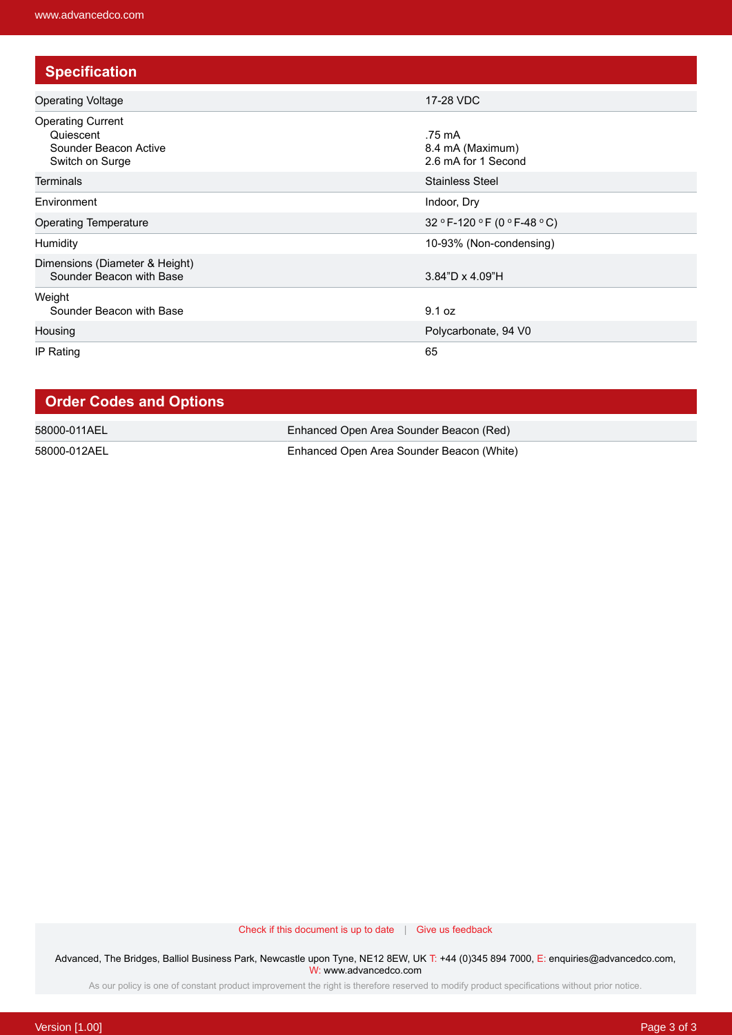## Specification

| | |
|---|---|
| Operating Voltage | 17-28 VDC |
| Operating Current<br>Quiescent<br>Sounder Beacon Active<br>Switch on Surge | <br>.75 mA<br>8.4 mA (Maximum)<br>2.6 mA for 1 Second |
| Terminals | Stainless Steel |
| Environment | Indoor, Dry |
| Operating Temperature | 32 °F-120 °F (0 °F-48 °C) |
| Humidity | 10-93% (Non-condensing) |
| Dimensions (Diameter & Height)<br>Sounder Beacon with Base | <br>3.84"D x 4.09"H |
| Weight<br>Sounder Beacon with Base | <br>9.1 oz |
| Housing | Polycarbonate, 94 V0 |
| IP Rating | 65 |

## Order Codes and Options

| | |
|---|---|
| 58000-011AEL | Enhanced Open Area Sounder Beacon (Red) |
| 58000-012AEL | Enhanced Open Area Sounder Beacon (White) |

Check if this document is up to date | Give us feedback

Advanced, The Bridges, Balliol Business Park, Newcastle upon Tyne, NE12 8EW, UK T: +44 (0)345 894 7000, E: enquiries@advancedco.com, W: www.advancedco.com

As our policy is one of constant product improvement the right is therefore reserved to modify product specifications without prior notice.

Version [1.00]